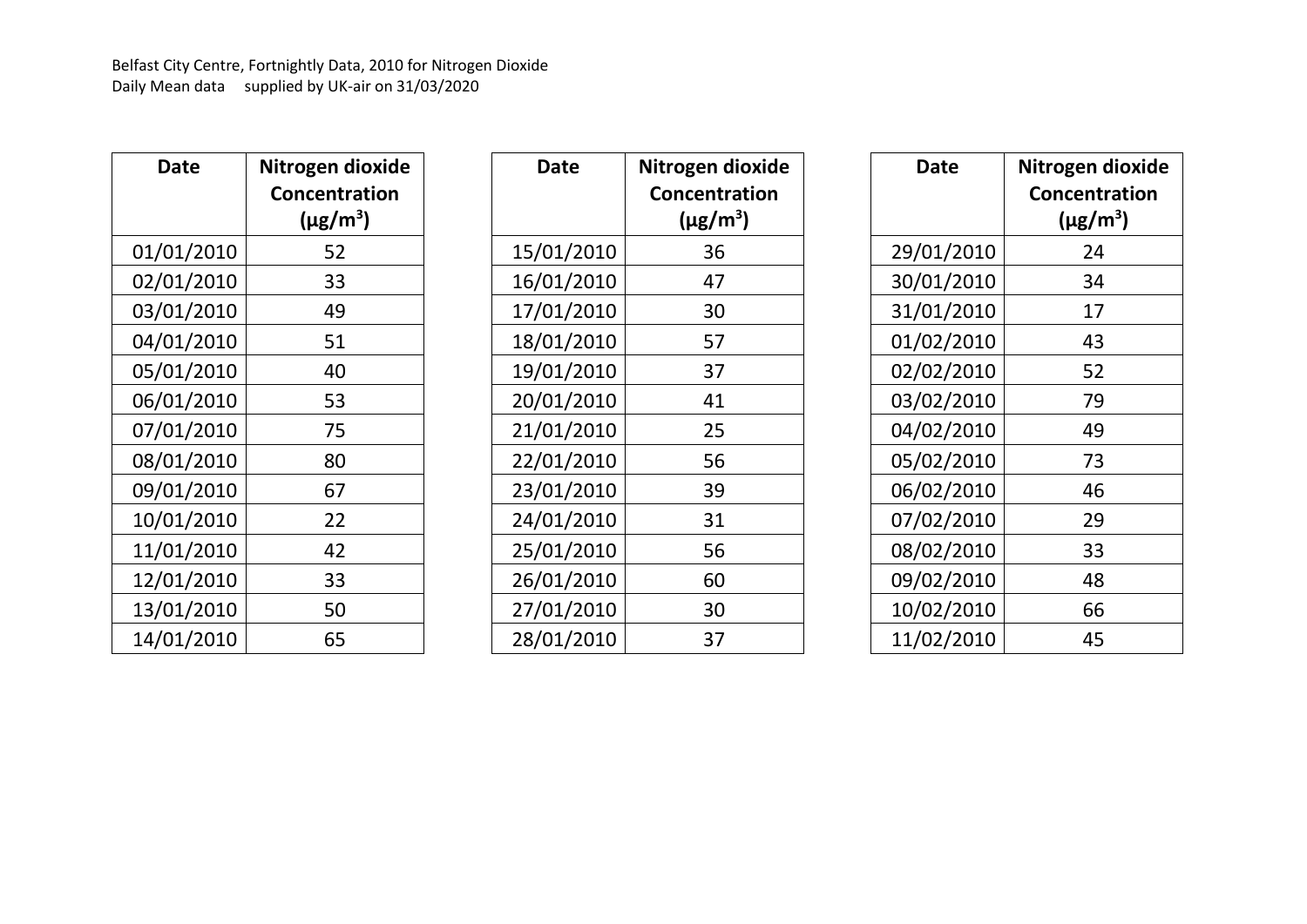Belfast City Centre, Fortnightly Data, 2010 for Nitrogen Dioxide
Daily Mean data     supplied by UK-air on 31/03/2020

| Date | Nitrogen dioxide Concentration (μg/m$^3$) |
|---|---|
| 01/01/2010 | 52 |
| 02/01/2010 | 33 |
| 03/01/2010 | 49 |
| 04/01/2010 | 51 |
| 05/01/2010 | 40 |
| 06/01/2010 | 53 |
| 07/01/2010 | 75 |
| 08/01/2010 | 80 |
| 09/01/2010 | 67 |
| 10/01/2010 | 22 |
| 11/01/2010 | 42 |
| 12/01/2010 | 33 |
| 13/01/2010 | 50 |
| 14/01/2010 | 65 |

| Date | Nitrogen dioxide Concentration (μg/m$^3$) |
|---|---|
| 15/01/2010 | 36 |
| 16/01/2010 | 47 |
| 17/01/2010 | 30 |
| 18/01/2010 | 57 |
| 19/01/2010 | 37 |
| 20/01/2010 | 41 |
| 21/01/2010 | 25 |
| 22/01/2010 | 56 |
| 23/01/2010 | 39 |
| 24/01/2010 | 31 |
| 25/01/2010 | 56 |
| 26/01/2010 | 60 |
| 27/01/2010 | 30 |
| 28/01/2010 | 37 |

| Date | Nitrogen dioxide Concentration (μg/m$^3$) |
|---|---|
| 29/01/2010 | 24 |
| 30/01/2010 | 34 |
| 31/01/2010 | 17 |
| 01/02/2010 | 43 |
| 02/02/2010 | 52 |
| 03/02/2010 | 79 |
| 04/02/2010 | 49 |
| 05/02/2010 | 73 |
| 06/02/2010 | 46 |
| 07/02/2010 | 29 |
| 08/02/2010 | 33 |
| 09/02/2010 | 48 |
| 10/02/2010 | 66 |
| 11/02/2010 | 45 |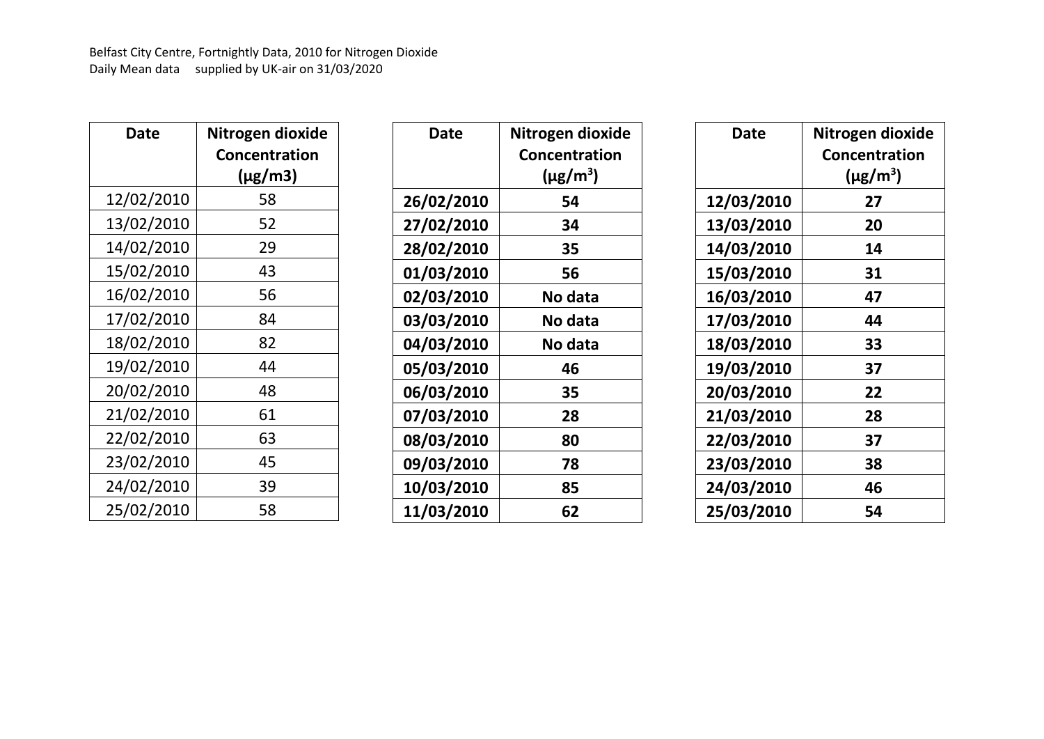Belfast City Centre, Fortnightly Data, 2010 for Nitrogen Dioxide
Daily Mean data supplied by UK-air on 31/03/2020

| Date | Nitrogen dioxide Concentration (µg/m3) |
|---|---|
| 12/02/2010 | 58 |
| 13/02/2010 | 52 |
| 14/02/2010 | 29 |
| 15/02/2010 | 43 |
| 16/02/2010 | 56 |
| 17/02/2010 | 84 |
| 18/02/2010 | 82 |
| 19/02/2010 | 44 |
| 20/02/2010 | 48 |
| 21/02/2010 | 61 |
| 22/02/2010 | 63 |
| 23/02/2010 | 45 |
| 24/02/2010 | 39 |
| 25/02/2010 | 58 |

| **Date** | **Nitrogen dioxide Concentration (µg/m$^3$)** |
|---|---|
| **26/02/2010** | **54** |
| **27/02/2010** | **34** |
| **28/02/2010** | **35** |
| **01/03/2010** | **56** |
| **02/03/2010** | **No data** |
| **03/03/2010** | **No data** |
| **04/03/2010** | **No data** |
| **05/03/2010** | **46** |
| **06/03/2010** | **35** |
| **07/03/2010** | **28** |
| **08/03/2010** | **80** |
| **09/03/2010** | **78** |
| **10/03/2010** | **85** |
| **11/03/2010** | **62** |

| **Date** | **Nitrogen dioxide Concentration (µg/m$^3$)** |
|---|---|
| **12/03/2010** | **27** |
| **13/03/2010** | **20** |
| **14/03/2010** | **14** |
| **15/03/2010** | **31** |
| **16/03/2010** | **47** |
| **17/03/2010** | **44** |
| **18/03/2010** | **33** |
| **19/03/2010** | **37** |
| **20/03/2010** | **22** |
| **21/03/2010** | **28** |
| **22/03/2010** | **37** |
| **23/03/2010** | **38** |
| **24/03/2010** | **46** |
| **25/03/2010** | **54** |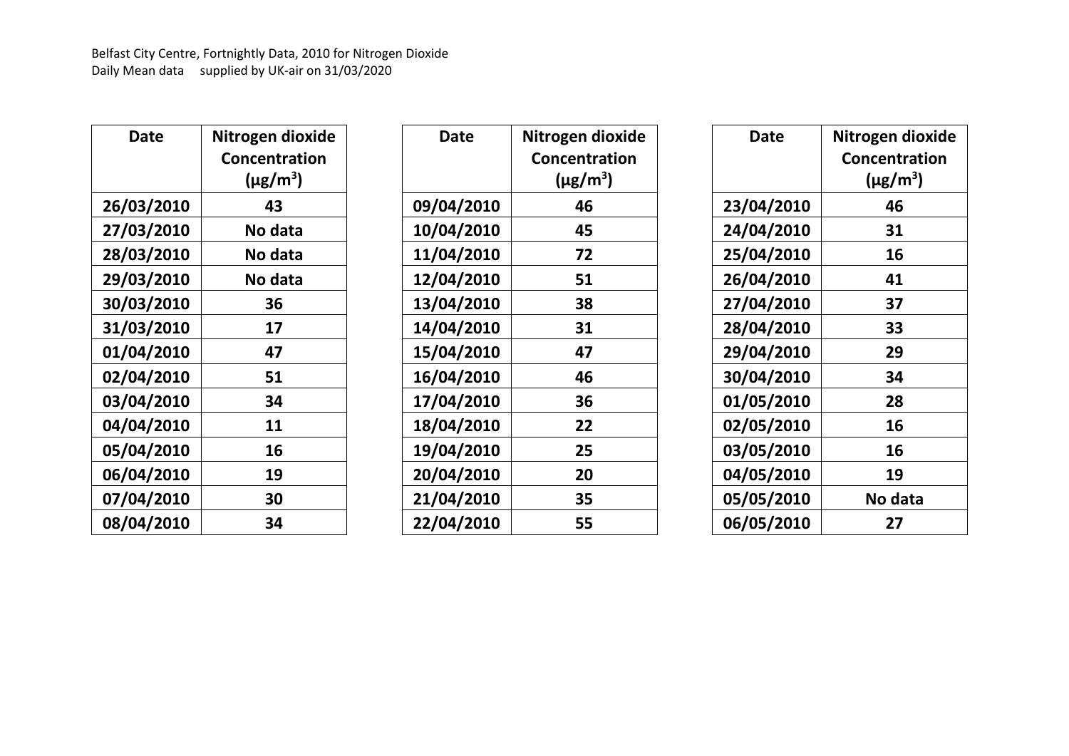Belfast City Centre, Fortnightly Data, 2010 for Nitrogen Dioxide
Daily Mean data supplied by UK-air on 31/03/2020

| Date | Nitrogen dioxide Concentration (µg/m³) |
|---|---|
| 26/03/2010 | 43 |
| 27/03/2010 | No data |
| 28/03/2010 | No data |
| 29/03/2010 | No data |
| 30/03/2010 | 36 |
| 31/03/2010 | 17 |
| 01/04/2010 | 47 |
| 02/04/2010 | 51 |
| 03/04/2010 | 34 |
| 04/04/2010 | 11 |
| 05/04/2010 | 16 |
| 06/04/2010 | 19 |
| 07/04/2010 | 30 |
| 08/04/2010 | 34 |

| Date | Nitrogen dioxide Concentration (µg/m³) |
|---|---|
| 09/04/2010 | 46 |
| 10/04/2010 | 45 |
| 11/04/2010 | 72 |
| 12/04/2010 | 51 |
| 13/04/2010 | 38 |
| 14/04/2010 | 31 |
| 15/04/2010 | 47 |
| 16/04/2010 | 46 |
| 17/04/2010 | 36 |
| 18/04/2010 | 22 |
| 19/04/2010 | 25 |
| 20/04/2010 | 20 |
| 21/04/2010 | 35 |
| 22/04/2010 | 55 |

| Date | Nitrogen dioxide Concentration (µg/m³) |
|---|---|
| 23/04/2010 | 46 |
| 24/04/2010 | 31 |
| 25/04/2010 | 16 |
| 26/04/2010 | 41 |
| 27/04/2010 | 37 |
| 28/04/2010 | 33 |
| 29/04/2010 | 29 |
| 30/04/2010 | 34 |
| 01/05/2010 | 28 |
| 02/05/2010 | 16 |
| 03/05/2010 | 16 |
| 04/05/2010 | 19 |
| 05/05/2010 | No data |
| 06/05/2010 | 27 |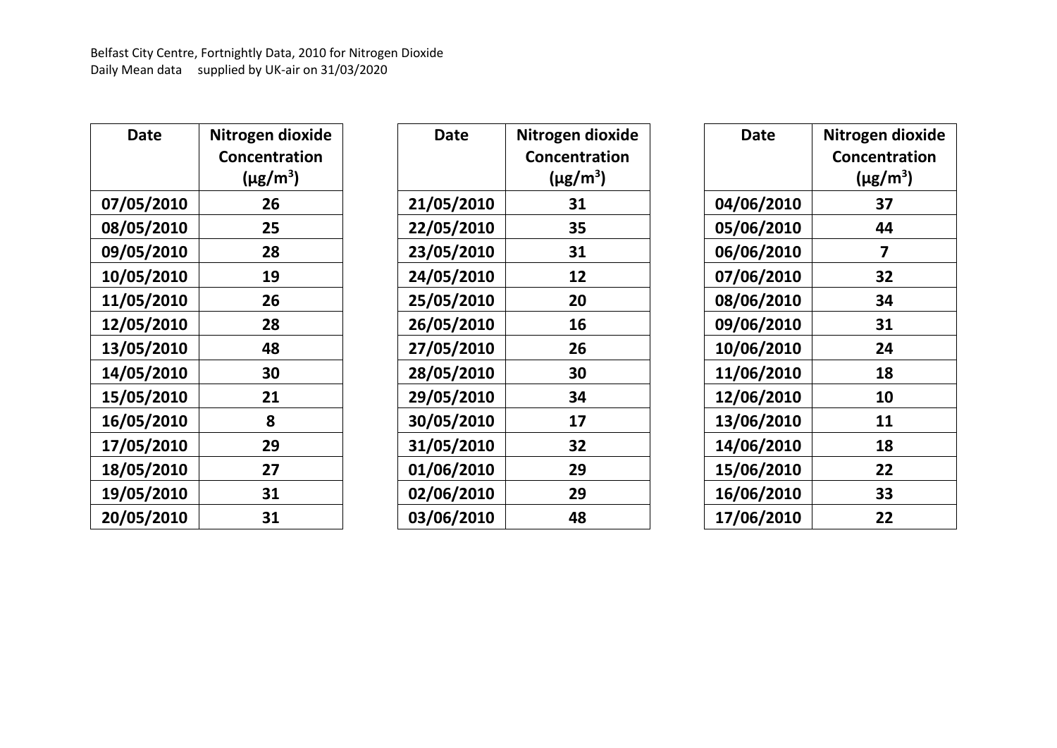Belfast City Centre, Fortnightly Data, 2010 for Nitrogen Dioxide
Daily Mean data supplied by UK-air on 31/03/2020

| Date | Nitrogen dioxide Concentration (μg/m³) |
|---|---|
| 07/05/2010 | 26 |
| 08/05/2010 | 25 |
| 09/05/2010 | 28 |
| 10/05/2010 | 19 |
| 11/05/2010 | 26 |
| 12/05/2010 | 28 |
| 13/05/2010 | 48 |
| 14/05/2010 | 30 |
| 15/05/2010 | 21 |
| 16/05/2010 | 8 |
| 17/05/2010 | 29 |
| 18/05/2010 | 27 |
| 19/05/2010 | 31 |
| 20/05/2010 | 31 |

| Date | Nitrogen dioxide Concentration (μg/m³) |
|---|---|
| 21/05/2010 | 31 |
| 22/05/2010 | 35 |
| 23/05/2010 | 31 |
| 24/05/2010 | 12 |
| 25/05/2010 | 20 |
| 26/05/2010 | 16 |
| 27/05/2010 | 26 |
| 28/05/2010 | 30 |
| 29/05/2010 | 34 |
| 30/05/2010 | 17 |
| 31/05/2010 | 32 |
| 01/06/2010 | 29 |
| 02/06/2010 | 29 |
| 03/06/2010 | 48 |

| Date | Nitrogen dioxide Concentration (μg/m³) |
|---|---|
| 04/06/2010 | 37 |
| 05/06/2010 | 44 |
| 06/06/2010 | 7 |
| 07/06/2010 | 32 |
| 08/06/2010 | 34 |
| 09/06/2010 | 31 |
| 10/06/2010 | 24 |
| 11/06/2010 | 18 |
| 12/06/2010 | 10 |
| 13/06/2010 | 11 |
| 14/06/2010 | 18 |
| 15/06/2010 | 22 |
| 16/06/2010 | 33 |
| 17/06/2010 | 22 |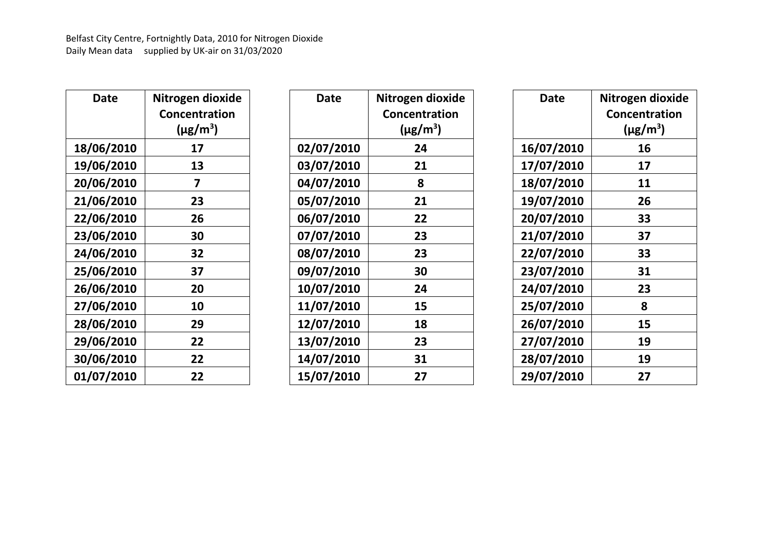Belfast City Centre, Fortnightly Data, 2010 for Nitrogen Dioxide
Daily Mean data supplied by UK-air on 31/03/2020

| Date | Nitrogen dioxide Concentration (μg/m$^3$) |
|---|---|
| 18/06/2010 | 17 |
| 19/06/2010 | 13 |
| 20/06/2010 | 7 |
| 21/06/2010 | 23 |
| 22/06/2010 | 26 |
| 23/06/2010 | 30 |
| 24/06/2010 | 32 |
| 25/06/2010 | 37 |
| 26/06/2010 | 20 |
| 27/06/2010 | 10 |
| 28/06/2010 | 29 |
| 29/06/2010 | 22 |
| 30/06/2010 | 22 |
| 01/07/2010 | 22 |

| Date | Nitrogen dioxide Concentration (μg/m$^3$) |
|---|---|
| 02/07/2010 | 24 |
| 03/07/2010 | 21 |
| 04/07/2010 | 8 |
| 05/07/2010 | 21 |
| 06/07/2010 | 22 |
| 07/07/2010 | 23 |
| 08/07/2010 | 23 |
| 09/07/2010 | 30 |
| 10/07/2010 | 24 |
| 11/07/2010 | 15 |
| 12/07/2010 | 18 |
| 13/07/2010 | 23 |
| 14/07/2010 | 31 |
| 15/07/2010 | 27 |

| Date | Nitrogen dioxide Concentration (μg/m$^3$) |
|---|---|
| 16/07/2010 | 16 |
| 17/07/2010 | 17 |
| 18/07/2010 | 11 |
| 19/07/2010 | 26 |
| 20/07/2010 | 33 |
| 21/07/2010 | 37 |
| 22/07/2010 | 33 |
| 23/07/2010 | 31 |
| 24/07/2010 | 23 |
| 25/07/2010 | 8 |
| 26/07/2010 | 15 |
| 27/07/2010 | 19 |
| 28/07/2010 | 19 |
| 29/07/2010 | 27 |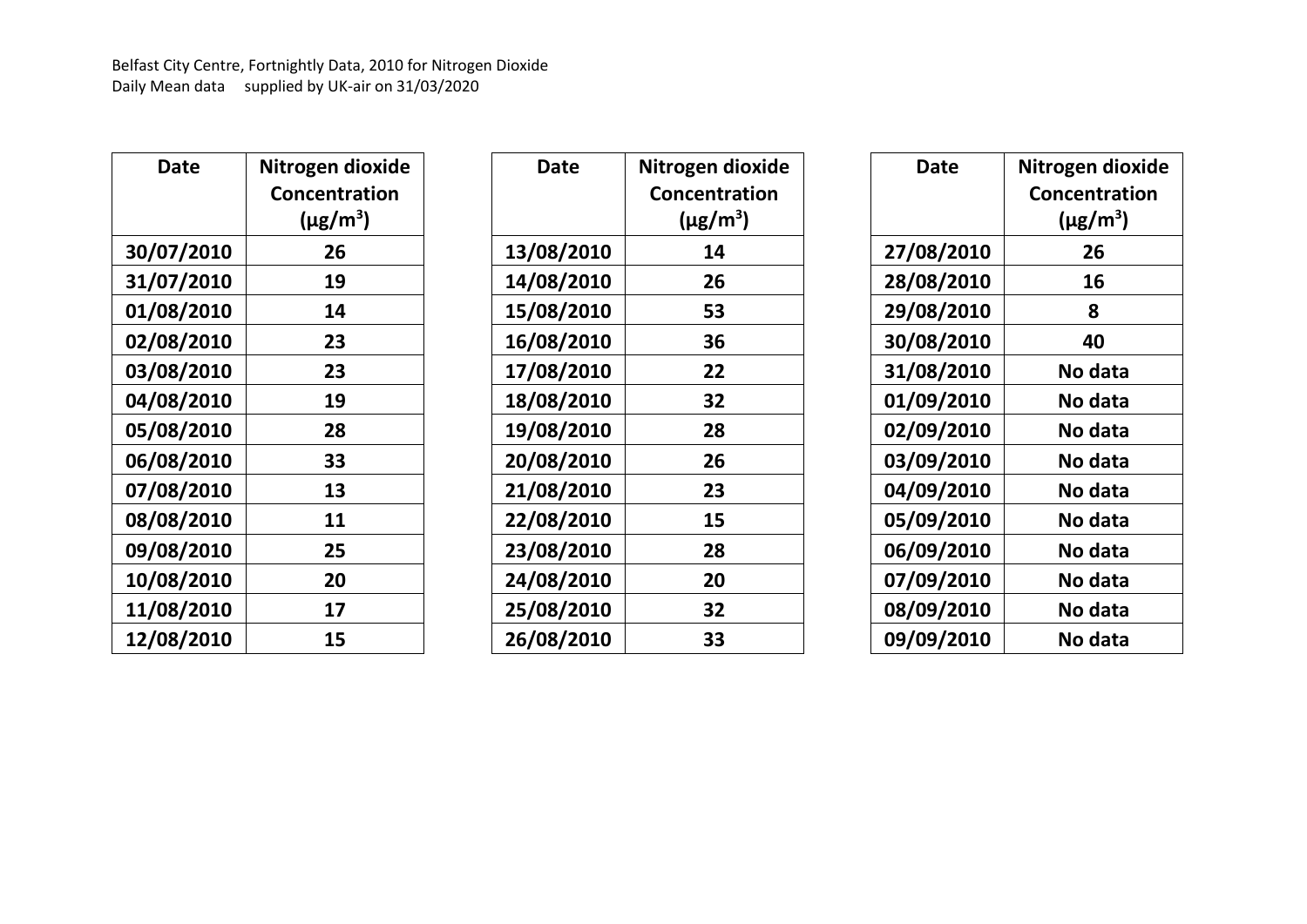Belfast City Centre, Fortnightly Data, 2010 for Nitrogen Dioxide
Daily Mean data supplied by UK-air on 31/03/2020

| Date | Nitrogen dioxide Concentration ($\mu g/m^3$) |
|---|---|
| 30/07/2010 | 26 |
| 31/07/2010 | 19 |
| 01/08/2010 | 14 |
| 02/08/2010 | 23 |
| 03/08/2010 | 23 |
| 04/08/2010 | 19 |
| 05/08/2010 | 28 |
| 06/08/2010 | 33 |
| 07/08/2010 | 13 |
| 08/08/2010 | 11 |
| 09/08/2010 | 25 |
| 10/08/2010 | 20 |
| 11/08/2010 | 17 |
| 12/08/2010 | 15 |

| Date | Nitrogen dioxide Concentration ($\mu g/m^3$) |
|---|---|
| 13/08/2010 | 14 |
| 14/08/2010 | 26 |
| 15/08/2010 | 53 |
| 16/08/2010 | 36 |
| 17/08/2010 | 22 |
| 18/08/2010 | 32 |
| 19/08/2010 | 28 |
| 20/08/2010 | 26 |
| 21/08/2010 | 23 |
| 22/08/2010 | 15 |
| 23/08/2010 | 28 |
| 24/08/2010 | 20 |
| 25/08/2010 | 32 |
| 26/08/2010 | 33 |

| Date | Nitrogen dioxide Concentration ($\mu g/m^3$) |
|---|---|
| 27/08/2010 | 26 |
| 28/08/2010 | 16 |
| 29/08/2010 | 8 |
| 30/08/2010 | 40 |
| 31/08/2010 | No data |
| 01/09/2010 | No data |
| 02/09/2010 | No data |
| 03/09/2010 | No data |
| 04/09/2010 | No data |
| 05/09/2010 | No data |
| 06/09/2010 | No data |
| 07/09/2010 | No data |
| 08/09/2010 | No data |
| 09/09/2010 | No data |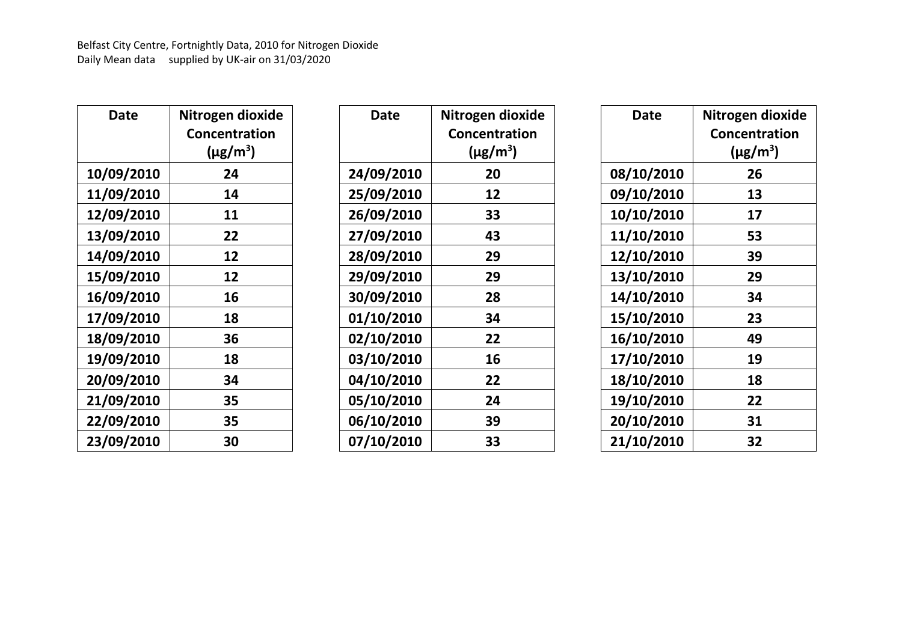Belfast City Centre, Fortnightly Data, 2010 for Nitrogen Dioxide
Daily Mean data supplied by UK-air on 31/03/2020

| Date | Nitrogen dioxide Concentration (μg/m$^3$) |
|---|---|
| 10/09/2010 | 24 |
| 11/09/2010 | 14 |
| 12/09/2010 | 11 |
| 13/09/2010 | 22 |
| 14/09/2010 | 12 |
| 15/09/2010 | 12 |
| 16/09/2010 | 16 |
| 17/09/2010 | 18 |
| 18/09/2010 | 36 |
| 19/09/2010 | 18 |
| 20/09/2010 | 34 |
| 21/09/2010 | 35 |
| 22/09/2010 | 35 |
| 23/09/2010 | 30 |

| Date | Nitrogen dioxide Concentration (μg/m$^3$) |
|---|---|
| 24/09/2010 | 20 |
| 25/09/2010 | 12 |
| 26/09/2010 | 33 |
| 27/09/2010 | 43 |
| 28/09/2010 | 29 |
| 29/09/2010 | 29 |
| 30/09/2010 | 28 |
| 01/10/2010 | 34 |
| 02/10/2010 | 22 |
| 03/10/2010 | 16 |
| 04/10/2010 | 22 |
| 05/10/2010 | 24 |
| 06/10/2010 | 39 |
| 07/10/2010 | 33 |

| Date | Nitrogen dioxide Concentration (μg/m$^3$) |
|---|---|
| 08/10/2010 | 26 |
| 09/10/2010 | 13 |
| 10/10/2010 | 17 |
| 11/10/2010 | 53 |
| 12/10/2010 | 39 |
| 13/10/2010 | 29 |
| 14/10/2010 | 34 |
| 15/10/2010 | 23 |
| 16/10/2010 | 49 |
| 17/10/2010 | 19 |
| 18/10/2010 | 18 |
| 19/10/2010 | 22 |
| 20/10/2010 | 31 |
| 21/10/2010 | 32 |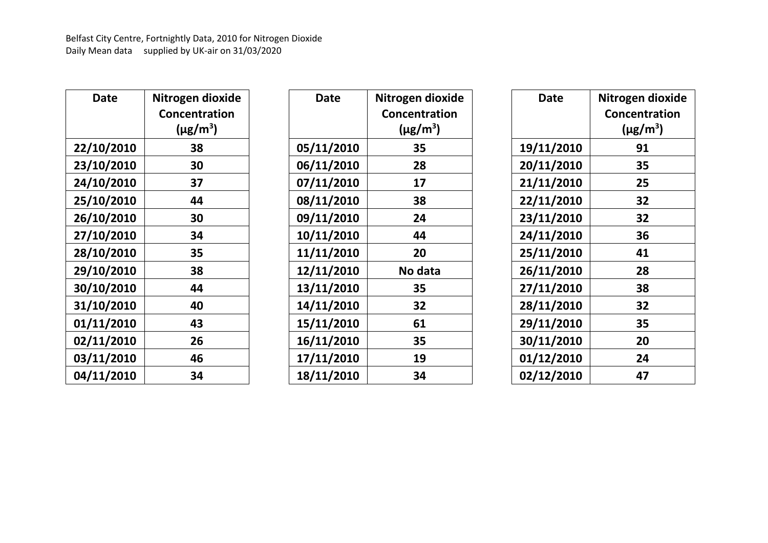Belfast City Centre, Fortnightly Data, 2010 for Nitrogen Dioxide
Daily Mean data supplied by UK-air on 31/03/2020

| Date | Nitrogen dioxide Concentration (μg/m$^3$) |
|---|---|
| 22/10/2010 | 38 |
| 23/10/2010 | 30 |
| 24/10/2010 | 37 |
| 25/10/2010 | 44 |
| 26/10/2010 | 30 |
| 27/10/2010 | 34 |
| 28/10/2010 | 35 |
| 29/10/2010 | 38 |
| 30/10/2010 | 44 |
| 31/10/2010 | 40 |
| 01/11/2010 | 43 |
| 02/11/2010 | 26 |
| 03/11/2010 | 46 |
| 04/11/2010 | 34 |

| Date | Nitrogen dioxide Concentration (μg/m$^3$) |
|---|---|
| 05/11/2010 | 35 |
| 06/11/2010 | 28 |
| 07/11/2010 | 17 |
| 08/11/2010 | 38 |
| 09/11/2010 | 24 |
| 10/11/2010 | 44 |
| 11/11/2010 | 20 |
| 12/11/2010 | No data |
| 13/11/2010 | 35 |
| 14/11/2010 | 32 |
| 15/11/2010 | 61 |
| 16/11/2010 | 35 |
| 17/11/2010 | 19 |
| 18/11/2010 | 34 |

| Date | Nitrogen dioxide Concentration (μg/m$^3$) |
|---|---|
| 19/11/2010 | 91 |
| 20/11/2010 | 35 |
| 21/11/2010 | 25 |
| 22/11/2010 | 32 |
| 23/11/2010 | 32 |
| 24/11/2010 | 36 |
| 25/11/2010 | 41 |
| 26/11/2010 | 28 |
| 27/11/2010 | 38 |
| 28/11/2010 | 32 |
| 29/11/2010 | 35 |
| 30/11/2010 | 20 |
| 01/12/2010 | 24 |
| 02/12/2010 | 47 |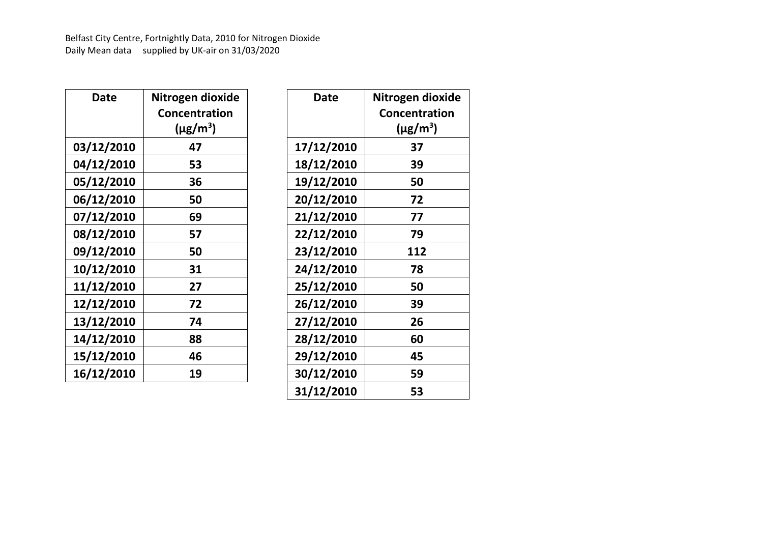Belfast City Centre, Fortnightly Data, 2010 for Nitrogen Dioxide
Daily Mean data supplied by UK-air on 31/03/2020

| Date | Nitrogen dioxide Concentration (μg/m$^3$) |
|---|---|
| 03/12/2010 | 47 |
| 04/12/2010 | 53 |
| 05/12/2010 | 36 |
| 06/12/2010 | 50 |
| 07/12/2010 | 69 |
| 08/12/2010 | 57 |
| 09/12/2010 | 50 |
| 10/12/2010 | 31 |
| 11/12/2010 | 27 |
| 12/12/2010 | 72 |
| 13/12/2010 | 74 |
| 14/12/2010 | 88 |
| 15/12/2010 | 46 |
| 16/12/2010 | 19 |

| Date | Nitrogen dioxide Concentration (μg/m$^3$) |
|---|---|
| 17/12/2010 | 37 |
| 18/12/2010 | 39 |
| 19/12/2010 | 50 |
| 20/12/2010 | 72 |
| 21/12/2010 | 77 |
| 22/12/2010 | 79 |
| 23/12/2010 | 112 |
| 24/12/2010 | 78 |
| 25/12/2010 | 50 |
| 26/12/2010 | 39 |
| 27/12/2010 | 26 |
| 28/12/2010 | 60 |
| 29/12/2010 | 45 |
| 30/12/2010 | 59 |
| 31/12/2010 | 53 |